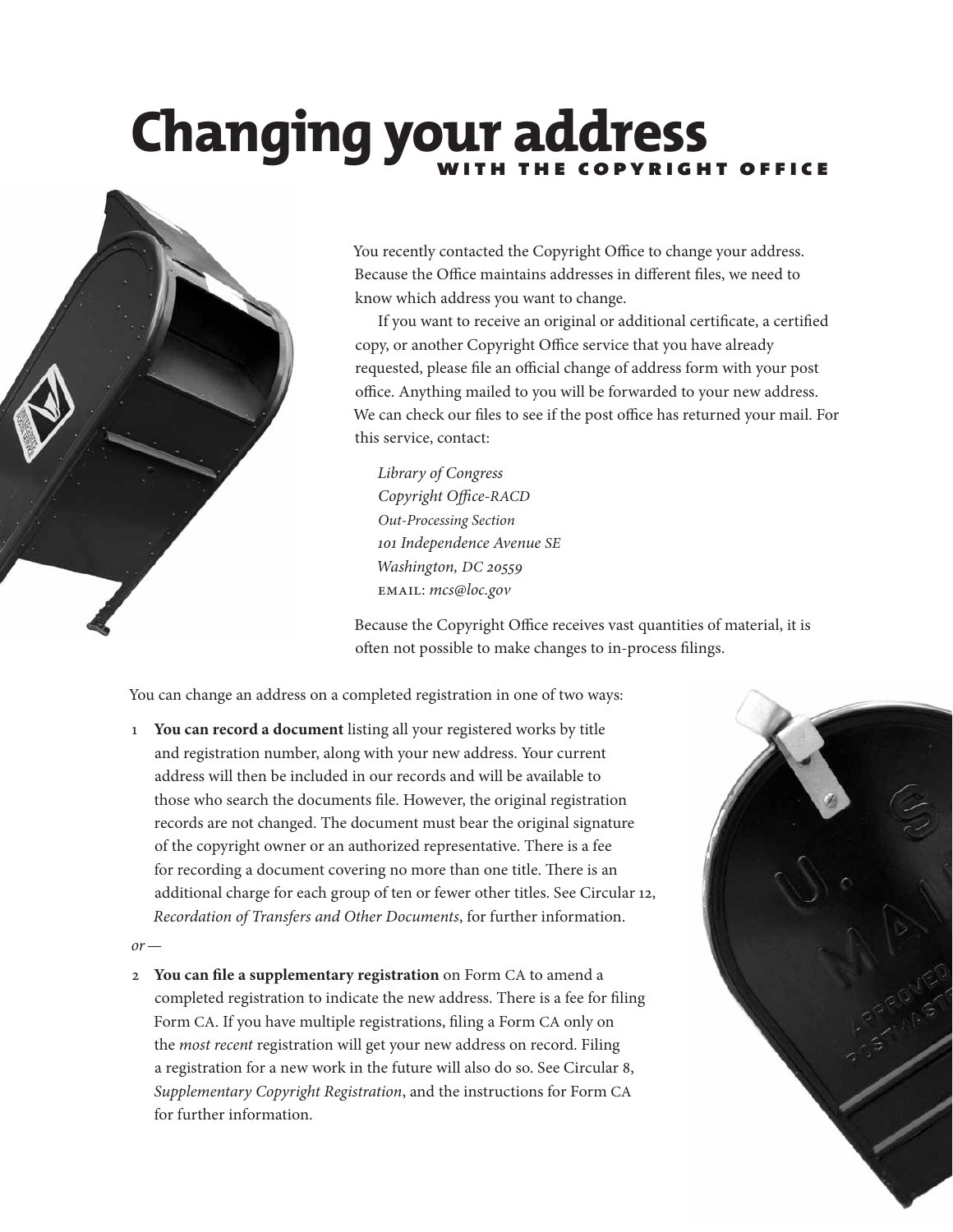# Changing your address with the Copyright Office

You recently contacted the Copyright Office to change your address. Because the Office maintains addresses in different files, we need to know which address you want to change.

If you want to receive an original or additional certificate, a certified copy, or another Copyright Office service that you have already requested, please file an official change of address form with your post office. Anything mailed to you will be forwarded to your new address. We can check our files to see if the post office has returned your mail. For this service, contact:

*Library of Congress*
*Copyright Office-RACD*
*Out-Processing Section*
*101 Independence Avenue SE*
*Washington, DC 20559*
EMAIL: *mcs@loc.gov*

Because the Copyright Office receives vast quantities of material, it is often not possible to make changes to in-process filings.

You can change an address on a completed registration in one of two ways:

1. **You can record a document** listing all your registered works by title and registration number, along with your new address. Your current address will then be included in our records and will be available to those who search the documents file. However, the original registration records are not changed. The document must bear the original signature of the copyright owner or an authorized representative. There is a fee for recording a document covering no more than one title. There is an additional charge for each group of ten or fewer other titles. See Circular 12, *Recordation of Transfers and Other Documents*, for further information.

*or —*

2. **You can file a supplementary registration** on Form CA to amend a completed registration to indicate the new address. There is a fee for filing Form CA. If you have multiple registrations, filing a Form CA only on the *most recent* registration will get your new address on record. Filing a registration for a new work in the future will also do so. See Circular 8, *Supplementary Copyright Registration*, and the instructions for Form CA for further information.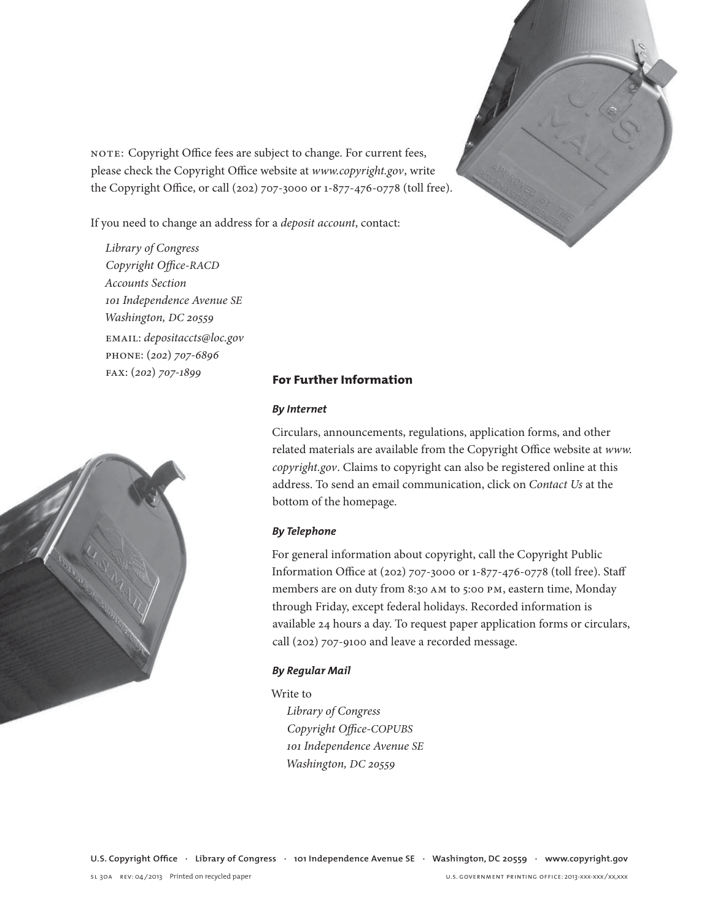NOTE: Copyright Office fees are subject to change. For current fees, please check the Copyright Office website at *www.copyright.gov*, write the Copyright Office, or call (202) 707-3000 or 1-877-476-0778 (toll free).

If you need to change an address for a *deposit account*, contact:

*Library of Congress*
*Copyright Office-RACD*
*Accounts Section*
*101 Independence Avenue SE*
*Washington, DC 20559*
EMAIL: *depositaccts@loc.gov*
PHONE: *(202) 707-6896*
FAX: *(202) 707-1899*

## For Further Information

### *By Internet*

Circulars, announcements, regulations, application forms, and other related materials are available from the Copyright Office website at *www.copyright.gov*. Claims to copyright can also be registered online at this address. To send an email communication, click on *Contact Us* at the bottom of the homepage.

### *By Telephone*

For general information about copyright, call the Copyright Public Information Office at (202) 707-3000 or 1-877-476-0778 (toll free). Staff members are on duty from 8:30 AM to 5:00 PM, eastern time, Monday through Friday, except federal holidays. Recorded information is available 24 hours a day. To request paper application forms or circulars, call (202) 707-9100 and leave a recorded message.

### *By Regular Mail*

Write to

*Library of Congress*
*Copyright Office-COPUBS*
*101 Independence Avenue SE*
*Washington, DC 20559*

U.S. Copyright Office · Library of Congress · 101 Independence Avenue SE · Washington, DC 20559 · www.copyright.gov

SL 30A REV: 04/2013 Printed on recycled paper U.S. GOVERNMENT PRINTING OFFICE: 2013-XXX-XXX/XX,XXX